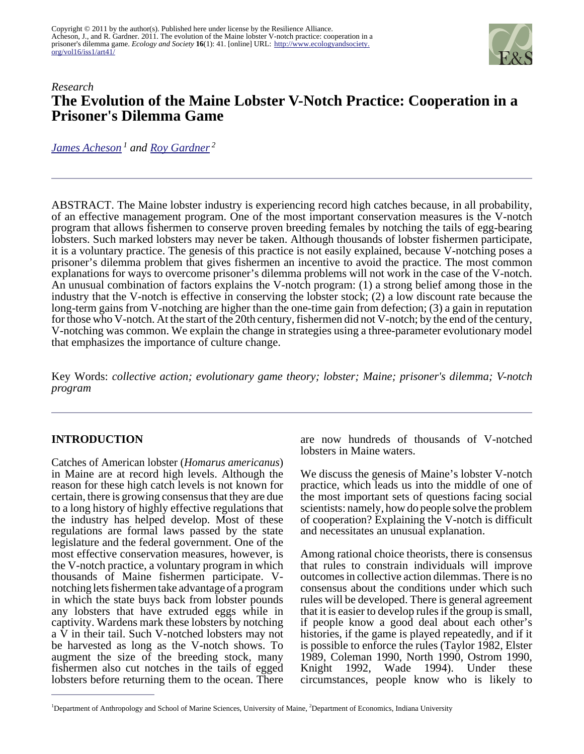Copyright © 2011 by the author(s). Published here under license by the Resilience Alliance.
Acheson, J., and R. Gardner. 2011. The evolution of the Maine lobster V-notch practice: cooperation in a prisoner's dilemma game. *Ecology and Society* **16**(1): 41. [online] URL: http://www.ecologyandsociety.org/vol16/iss1/art41/

*Research*

# The Evolution of the Maine Lobster V-Notch Practice: Cooperation in a Prisoner's Dilemma Game

*James Acheson* [1] *and Roy Gardner* [2]

ABSTRACT. The Maine lobster industry is experiencing record high catches because, in all probability, of an effective management program. One of the most important conservation measures is the V-notch program that allows fishermen to conserve proven breeding females by notching the tails of egg-bearing lobsters. Such marked lobsters may never be taken. Although thousands of lobster fishermen participate, it is a voluntary practice. The genesis of this practice is not easily explained, because V-notching poses a prisoner's dilemma problem that gives fishermen an incentive to avoid the practice. The most common explanations for ways to overcome prisoner's dilemma problems will not work in the case of the V-notch. An unusual combination of factors explains the V-notch program: (1) a strong belief among those in the industry that the V-notch is effective in conserving the lobster stock; (2) a low discount rate because the long-term gains from V-notching are higher than the one-time gain from defection; (3) a gain in reputation for those who V-notch. At the start of the 20th century, fishermen did not V-notch; by the end of the century, V-notching was common. We explain the change in strategies using a three-parameter evolutionary model that emphasizes the importance of culture change.

Key Words: *collective action; evolutionary game theory; lobster; Maine; prisoner's dilemma; V-notch program*

## INTRODUCTION

Catches of American lobster (*Homarus americanus*) in Maine are at record high levels. Although the reason for these high catch levels is not known for certain, there is growing consensus that they are due to a long history of highly effective regulations that the industry has helped develop. Most of these regulations are formal laws passed by the state legislature and the federal government. One of the most effective conservation measures, however, is the V-notch practice, a voluntary program in which thousands of Maine fishermen participate. V-notching lets fishermen take advantage of a program in which the state buys back from lobster pounds any lobsters that have extruded eggs while in captivity. Wardens mark these lobsters by notching a V in their tail. Such V-notched lobsters may not be harvested as long as the V-notch shows. To augment the size of the breeding stock, many fishermen also cut notches in the tails of egged lobsters before returning them to the ocean. There are now hundreds of thousands of V-notched lobsters in Maine waters.

We discuss the genesis of Maine's lobster V-notch practice, which leads us into the middle of one of the most important sets of questions facing social scientists: namely, how do people solve the problem of cooperation? Explaining the V-notch is difficult and necessitates an unusual explanation.

Among rational choice theorists, there is consensus that rules to constrain individuals will improve outcomes in collective action dilemmas. There is no consensus about the conditions under which such rules will be developed. There is general agreement that it is easier to develop rules if the group is small, if people know a good deal about each other's histories, if the game is played repeatedly, and if it is possible to enforce the rules (Taylor 1982, Elster 1989, Coleman 1990, North 1990, Ostrom 1990, Knight 1992, Wade 1994). Under these circumstances, people know who is likely to

[1] Department of Anthropology and School of Marine Sciences, University of Maine, [2] Department of Economics, Indiana University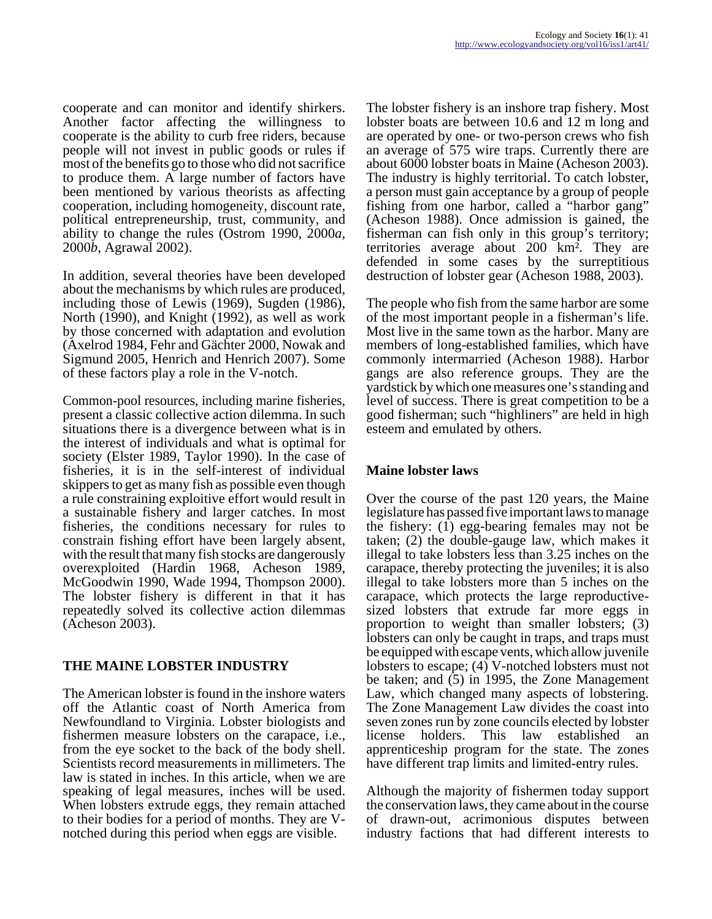cooperate and can monitor and identify shirkers. Another factor affecting the willingness to cooperate is the ability to curb free riders, because people will not invest in public goods or rules if most of the benefits go to those who did not sacrifice to produce them. A large number of factors have been mentioned by various theorists as affecting cooperation, including homogeneity, discount rate, political entrepreneurship, trust, community, and ability to change the rules (Ostrom 1990, 2000*a*, 2000*b*, Agrawal 2002).

In addition, several theories have been developed about the mechanisms by which rules are produced, including those of Lewis (1969), Sugden (1986), North (1990), and Knight (1992), as well as work by those concerned with adaptation and evolution (Axelrod 1984, Fehr and Gächter 2000, Nowak and Sigmund 2005, Henrich and Henrich 2007). Some of these factors play a role in the V-notch.

Common-pool resources, including marine fisheries, present a classic collective action dilemma. In such situations there is a divergence between what is in the interest of individuals and what is optimal for society (Elster 1989, Taylor 1990). In the case of fisheries, it is in the self-interest of individual skippers to get as many fish as possible even though a rule constraining exploitive effort would result in a sustainable fishery and larger catches. In most fisheries, the conditions necessary for rules to constrain fishing effort have been largely absent, with the result that many fish stocks are dangerously overexploited (Hardin 1968, Acheson 1989, McGoodwin 1990, Wade 1994, Thompson 2000). The lobster fishery is different in that it has repeatedly solved its collective action dilemmas (Acheson 2003).

## THE MAINE LOBSTER INDUSTRY

The American lobster is found in the inshore waters off the Atlantic coast of North America from Newfoundland to Virginia. Lobster biologists and fishermen measure lobsters on the carapace, i.e., from the eye socket to the back of the body shell. Scientists record measurements in millimeters. The law is stated in inches. In this article, when we are speaking of legal measures, inches will be used. When lobsters extrude eggs, they remain attached to their bodies for a period of months. They are V-notched during this period when eggs are visible.

The lobster fishery is an inshore trap fishery. Most lobster boats are between 10.6 and 12 m long and are operated by one- or two-person crews who fish an average of 575 wire traps. Currently there are about 6000 lobster boats in Maine (Acheson 2003). The industry is highly territorial. To catch lobster, a person must gain acceptance by a group of people fishing from one harbor, called a "harbor gang" (Acheson 1988). Once admission is gained, the fisherman can fish only in this group's territory; territories average about 200 km². They are defended in some cases by the surreptitious destruction of lobster gear (Acheson 1988, 2003).

The people who fish from the same harbor are some of the most important people in a fisherman's life. Most live in the same town as the harbor. Many are members of long-established families, which have commonly intermarried (Acheson 1988). Harbor gangs are also reference groups. They are the yardstick by which one measures one's standing and level of success. There is great competition to be a good fisherman; such "highliners" are held in high esteem and emulated by others.

### Maine lobster laws

Over the course of the past 120 years, the Maine legislature has passed five important laws to manage the fishery: (1) egg-bearing females may not be taken; (2) the double-gauge law, which makes it illegal to take lobsters less than 3.25 inches on the carapace, thereby protecting the juveniles; it is also illegal to take lobsters more than 5 inches on the carapace, which protects the large reproductive-sized lobsters that extrude far more eggs in proportion to weight than smaller lobsters; (3) lobsters can only be caught in traps, and traps must be equipped with escape vents, which allow juvenile lobsters to escape; (4) V-notched lobsters must not be taken; and (5) in 1995, the Zone Management Law, which changed many aspects of lobstering. The Zone Management Law divides the coast into seven zones run by zone councils elected by lobster license holders. This law established an apprenticeship program for the state. The zones have different trap limits and limited-entry rules.

Although the majority of fishermen today support the conservation laws, they came about in the course of drawn-out, acrimonious disputes between industry factions that had different interests to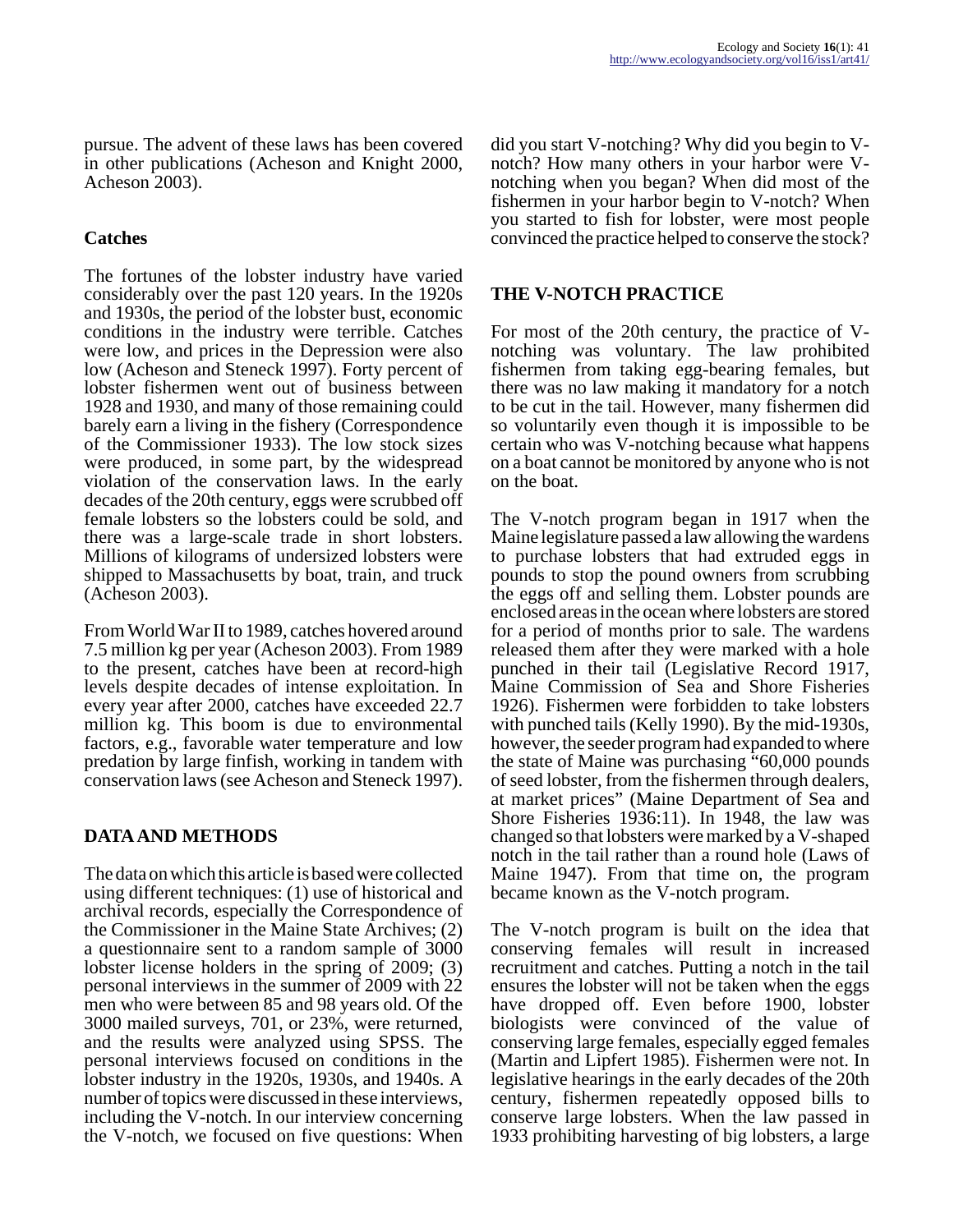pursue. The advent of these laws has been covered in other publications (Acheson and Knight 2000, Acheson 2003).

## Catches

The fortunes of the lobster industry have varied considerably over the past 120 years. In the 1920s and 1930s, the period of the lobster bust, economic conditions in the industry were terrible. Catches were low, and prices in the Depression were also low (Acheson and Steneck 1997). Forty percent of lobster fishermen went out of business between 1928 and 1930, and many of those remaining could barely earn a living in the fishery (Correspondence of the Commissioner 1933). The low stock sizes were produced, in some part, by the widespread violation of the conservation laws. In the early decades of the 20th century, eggs were scrubbed off female lobsters so the lobsters could be sold, and there was a large-scale trade in short lobsters. Millions of kilograms of undersized lobsters were shipped to Massachusetts by boat, train, and truck (Acheson 2003).

From World War II to 1989, catches hovered around 7.5 million kg per year (Acheson 2003). From 1989 to the present, catches have been at record-high levels despite decades of intense exploitation. In every year after 2000, catches have exceeded 22.7 million kg. This boom is due to environmental factors, e.g., favorable water temperature and low predation by large finfish, working in tandem with conservation laws (see Acheson and Steneck 1997).

## DATA AND METHODS

The data on which this article is based were collected using different techniques: (1) use of historical and archival records, especially the Correspondence of the Commissioner in the Maine State Archives; (2) a questionnaire sent to a random sample of 3000 lobster license holders in the spring of 2009; (3) personal interviews in the summer of 2009 with 22 men who were between 85 and 98 years old. Of the 3000 mailed surveys, 701, or 23%, were returned, and the results were analyzed using SPSS. The personal interviews focused on conditions in the lobster industry in the 1920s, 1930s, and 1940s. A number of topics were discussed in these interviews, including the V-notch. In our interview concerning the V-notch, we focused on five questions: When did you start V-notching? Why did you begin to V-notch? How many others in your harbor were V-notching when you began? When did most of the fishermen in your harbor begin to V-notch? When you started to fish for lobster, were most people convinced the practice helped to conserve the stock?

## THE V-NOTCH PRACTICE

For most of the 20th century, the practice of V-notching was voluntary. The law prohibited fishermen from taking egg-bearing females, but there was no law making it mandatory for a notch to be cut in the tail. However, many fishermen did so voluntarily even though it is impossible to be certain who was V-notching because what happens on a boat cannot be monitored by anyone who is not on the boat.

The V-notch program began in 1917 when the Maine legislature passed a law allowing the wardens to purchase lobsters that had extruded eggs in pounds to stop the pound owners from scrubbing the eggs off and selling them. Lobster pounds are enclosed areas in the ocean where lobsters are stored for a period of months prior to sale. The wardens released them after they were marked with a hole punched in their tail (Legislative Record 1917, Maine Commission of Sea and Shore Fisheries 1926). Fishermen were forbidden to take lobsters with punched tails (Kelly 1990). By the mid-1930s, however, the seeder program had expanded to where the state of Maine was purchasing "60,000 pounds of seed lobster, from the fishermen through dealers, at market prices" (Maine Department of Sea and Shore Fisheries 1936:11). In 1948, the law was changed so that lobsters were marked by a V-shaped notch in the tail rather than a round hole (Laws of Maine 1947). From that time on, the program became known as the V-notch program.

The V-notch program is built on the idea that conserving females will result in increased recruitment and catches. Putting a notch in the tail ensures the lobster will not be taken when the eggs have dropped off. Even before 1900, lobster biologists were convinced of the value of conserving large females, especially egged females (Martin and Lipfert 1985). Fishermen were not. In legislative hearings in the early decades of the 20th century, fishermen repeatedly opposed bills to conserve large lobsters. When the law passed in 1933 prohibiting harvesting of big lobsters, a large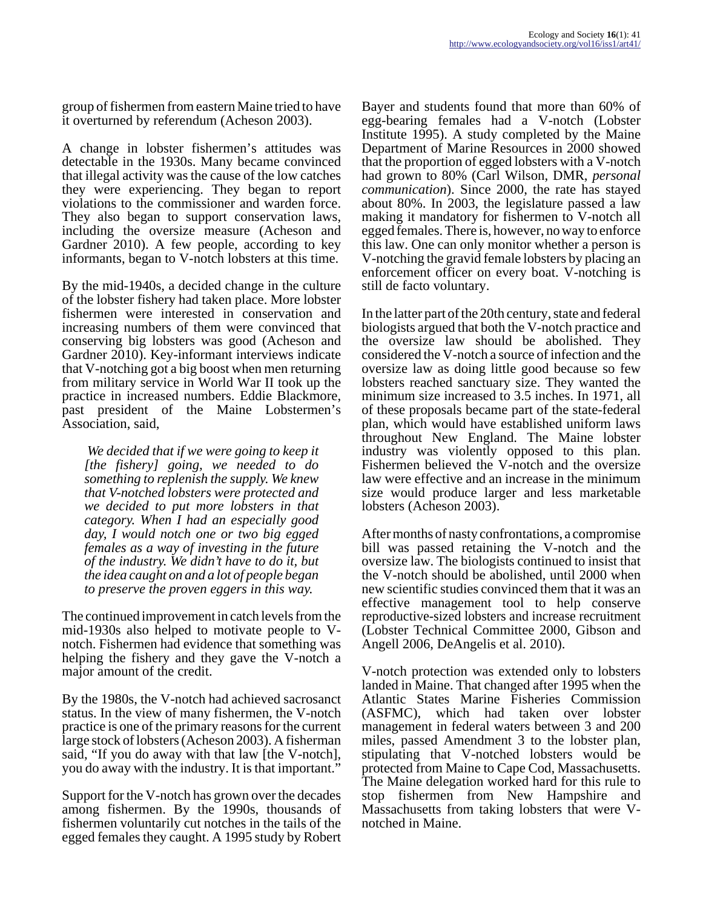group of fishermen from eastern Maine tried to have it overturned by referendum (Acheson 2003).

A change in lobster fishermen's attitudes was detectable in the 1930s. Many became convinced that illegal activity was the cause of the low catches they were experiencing. They began to report violations to the commissioner and warden force. They also began to support conservation laws, including the oversize measure (Acheson and Gardner 2010). A few people, according to key informants, began to V-notch lobsters at this time.

By the mid-1940s, a decided change in the culture of the lobster fishery had taken place. More lobster fishermen were interested in conservation and increasing numbers of them were convinced that conserving big lobsters was good (Acheson and Gardner 2010). Key-informant interviews indicate that V-notching got a big boost when men returning from military service in World War II took up the practice in increased numbers. Eddie Blackmore, past president of the Maine Lobstermen's Association, said,

> *We decided that if we were going to keep it [the fishery] going, we needed to do something to replenish the supply. We knew that V-notched lobsters were protected and we decided to put more lobsters in that category. When I had an especially good day, I would notch one or two big egged females as a way of investing in the future of the industry. We didn't have to do it, but the idea caught on and a lot of people began to preserve the proven eggers in this way.*

The continued improvement in catch levels from the mid-1930s also helped to motivate people to V-notch. Fishermen had evidence that something was helping the fishery and they gave the V-notch a major amount of the credit.

By the 1980s, the V-notch had achieved sacrosanct status. In the view of many fishermen, the V-notch practice is one of the primary reasons for the current large stock of lobsters (Acheson 2003). A fisherman said, "If you do away with that law [the V-notch], you do away with the industry. It is that important."

Support for the V-notch has grown over the decades among fishermen. By the 1990s, thousands of fishermen voluntarily cut notches in the tails of the egged females they caught. A 1995 study by Robert Bayer and students found that more than 60% of egg-bearing females had a V-notch (Lobster Institute 1995). A study completed by the Maine Department of Marine Resources in 2000 showed that the proportion of egged lobsters with a V-notch had grown to 80% (Carl Wilson, DMR, *personal communication*). Since 2000, the rate has stayed about 80%. In 2003, the legislature passed a law making it mandatory for fishermen to V-notch all egged females. There is, however, no way to enforce this law. One can only monitor whether a person is V-notching the gravid female lobsters by placing an enforcement officer on every boat. V-notching is still de facto voluntary.

In the latter part of the 20th century, state and federal biologists argued that both the V-notch practice and the oversize law should be abolished. They considered the V-notch a source of infection and the oversize law as doing little good because so few lobsters reached sanctuary size. They wanted the minimum size increased to 3.5 inches. In 1971, all of these proposals became part of the state-federal plan, which would have established uniform laws throughout New England. The Maine lobster industry was violently opposed to this plan. Fishermen believed the V-notch and the oversize law were effective and an increase in the minimum size would produce larger and less marketable lobsters (Acheson 2003).

After months of nasty confrontations, a compromise bill was passed retaining the V-notch and the oversize law. The biologists continued to insist that the V-notch should be abolished, until 2000 when new scientific studies convinced them that it was an effective management tool to help conserve reproductive-sized lobsters and increase recruitment (Lobster Technical Committee 2000, Gibson and Angell 2006, DeAngelis et al. 2010).

V-notch protection was extended only to lobsters landed in Maine. That changed after 1995 when the Atlantic States Marine Fisheries Commission (ASFMC), which had taken over lobster management in federal waters between 3 and 200 miles, passed Amendment 3 to the lobster plan, stipulating that V-notched lobsters would be protected from Maine to Cape Cod, Massachusetts. The Maine delegation worked hard for this rule to stop fishermen from New Hampshire and Massachusetts from taking lobsters that were V-notched in Maine.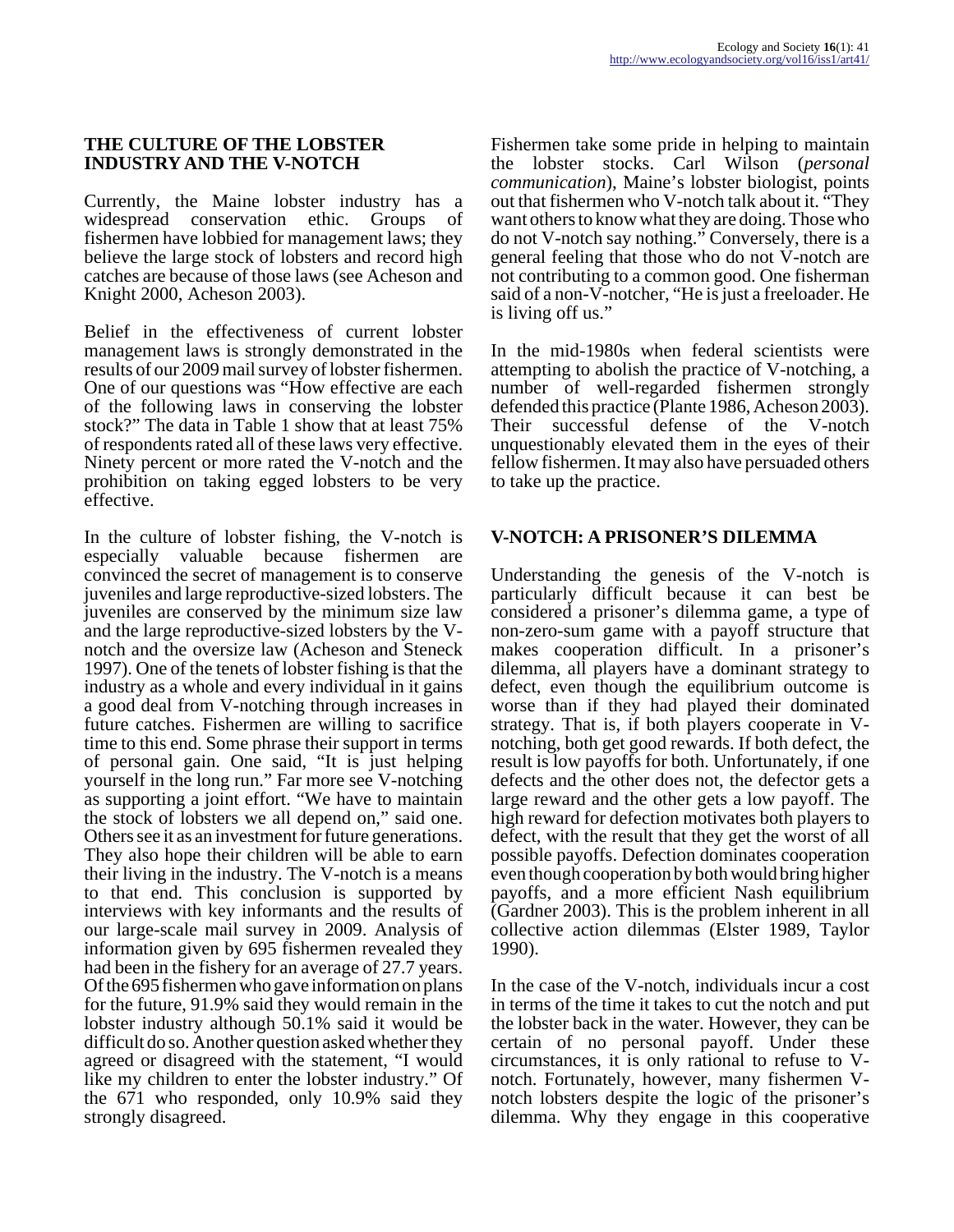## THE CULTURE OF THE LOBSTER INDUSTRY AND THE V-NOTCH

Currently, the Maine lobster industry has a widespread conservation ethic. Groups of fishermen have lobbied for management laws; they believe the large stock of lobsters and record high catches are because of those laws (see Acheson and Knight 2000, Acheson 2003).

Belief in the effectiveness of current lobster management laws is strongly demonstrated in the results of our 2009 mail survey of lobster fishermen. One of our questions was "How effective are each of the following laws in conserving the lobster stock?" The data in Table 1 show that at least 75% of respondents rated all of these laws very effective. Ninety percent or more rated the V-notch and the prohibition on taking egged lobsters to be very effective.

In the culture of lobster fishing, the V-notch is especially valuable because fishermen are convinced the secret of management is to conserve juveniles and large reproductive-sized lobsters. The juveniles are conserved by the minimum size law and the large reproductive-sized lobsters by the V-notch and the oversize law (Acheson and Steneck 1997). One of the tenets of lobster fishing is that the industry as a whole and every individual in it gains a good deal from V-notching through increases in future catches. Fishermen are willing to sacrifice time to this end. Some phrase their support in terms of personal gain. One said, "It is just helping yourself in the long run." Far more see V-notching as supporting a joint effort. "We have to maintain the stock of lobsters we all depend on," said one. Others see it as an investment for future generations. They also hope their children will be able to earn their living in the industry. The V-notch is a means to that end. This conclusion is supported by interviews with key informants and the results of our large-scale mail survey in 2009. Analysis of information given by 695 fishermen revealed they had been in the fishery for an average of 27.7 years. Of the 695 fishermen who gave information on plans for the future, 91.9% said they would remain in the lobster industry although 50.1% said it would be difficult do so. Another question asked whether they agreed or disagreed with the statement, "I would like my children to enter the lobster industry." Of the 671 who responded, only 10.9% said they strongly disagreed.

Fishermen take some pride in helping to maintain the lobster stocks. Carl Wilson (*personal communication*), Maine's lobster biologist, points out that fishermen who V-notch talk about it. "They want others to know what they are doing. Those who do not V-notch say nothing." Conversely, there is a general feeling that those who do not V-notch are not contributing to a common good. One fisherman said of a non-V-notcher, "He is just a freeloader. He is living off us."

In the mid-1980s when federal scientists were attempting to abolish the practice of V-notching, a number of well-regarded fishermen strongly defended this practice (Plante 1986, Acheson 2003). Their successful defense of the V-notch unquestionably elevated them in the eyes of their fellow fishermen. It may also have persuaded others to take up the practice.

## V-NOTCH: A PRISONER'S DILEMMA

Understanding the genesis of the V-notch is particularly difficult because it can best be considered a prisoner's dilemma game, a type of non-zero-sum game with a payoff structure that makes cooperation difficult. In a prisoner's dilemma, all players have a dominant strategy to defect, even though the equilibrium outcome is worse than if they had played their dominated strategy. That is, if both players cooperate in V-notching, both get good rewards. If both defect, the result is low payoffs for both. Unfortunately, if one defects and the other does not, the defector gets a large reward and the other gets a low payoff. The high reward for defection motivates both players to defect, with the result that they get the worst of all possible payoffs. Defection dominates cooperation even though cooperation by both would bring higher payoffs, and a more efficient Nash equilibrium (Gardner 2003). This is the problem inherent in all collective action dilemmas (Elster 1989, Taylor 1990).

In the case of the V-notch, individuals incur a cost in terms of the time it takes to cut the notch and put the lobster back in the water. However, they can be certain of no personal payoff. Under these circumstances, it is only rational to refuse to V-notch. Fortunately, however, many fishermen V-notch lobsters despite the logic of the prisoner's dilemma. Why they engage in this cooperative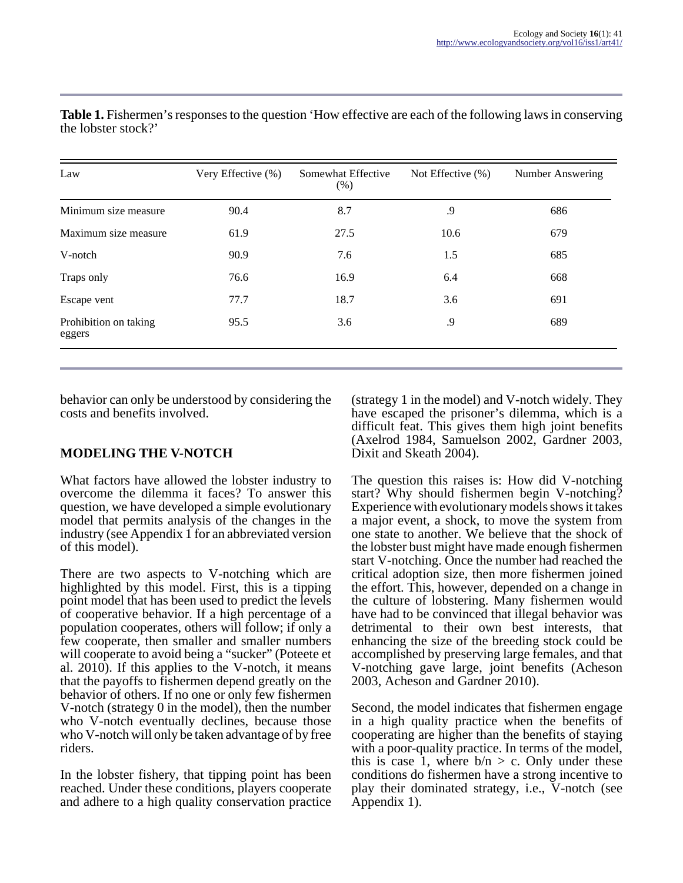**Table 1.** Fishermen's responses to the question 'How effective are each of the following laws in conserving the lobster stock?'

| Law | Very Effective (%) | Somewhat Effective (%) | Not Effective (%) | Number Answering |
|---|---|---|---|---|
| Minimum size measure | 90.4 | 8.7 | .9 | 686 |
| Maximum size measure | 61.9 | 27.5 | 10.6 | 679 |
| V-notch | 90.9 | 7.6 | 1.5 | 685 |
| Traps only | 76.6 | 16.9 | 6.4 | 668 |
| Escape vent | 77.7 | 18.7 | 3.6 | 691 |
| Prohibition on taking eggers | 95.5 | 3.6 | .9 | 689 |

behavior can only be understood by considering the costs and benefits involved.

## MODELING THE V-NOTCH

What factors have allowed the lobster industry to overcome the dilemma it faces? To answer this question, we have developed a simple evolutionary model that permits analysis of the changes in the industry (see Appendix 1 for an abbreviated version of this model).

There are two aspects to V-notching which are highlighted by this model. First, this is a tipping point model that has been used to predict the levels of cooperative behavior. If a high percentage of a population cooperates, others will follow; if only a few cooperate, then smaller and smaller numbers will cooperate to avoid being a "sucker" (Poteete et al. 2010). If this applies to the V-notch, it means that the payoffs to fishermen depend greatly on the behavior of others. If no one or only few fishermen V-notch (strategy 0 in the model), then the number who V-notch eventually declines, because those who V-notch will only be taken advantage of by free riders.

In the lobster fishery, that tipping point has been reached. Under these conditions, players cooperate and adhere to a high quality conservation practice (strategy 1 in the model) and V-notch widely. They have escaped the prisoner's dilemma, which is a difficult feat. This gives them high joint benefits (Axelrod 1984, Samuelson 2002, Gardner 2003, Dixit and Skeath 2004).

The question this raises is: How did V-notching start? Why should fishermen begin V-notching? Experience with evolutionary models shows it takes a major event, a shock, to move the system from one state to another. We believe that the shock of the lobster bust might have made enough fishermen start V-notching. Once the number had reached the critical adoption size, then more fishermen joined the effort. This, however, depended on a change in the culture of lobstering. Many fishermen would have had to be convinced that illegal behavior was detrimental to their own best interests, that enhancing the size of the breeding stock could be accomplished by preserving large females, and that V-notching gave large, joint benefits (Acheson 2003, Acheson and Gardner 2010).

Second, the model indicates that fishermen engage in a high quality practice when the benefits of cooperating are higher than the benefits of staying with a poor-quality practice. In terms of the model, this is case 1, where $b/n > c$. Only under these conditions do fishermen have a strong incentive to play their dominated strategy, i.e., V-notch (see Appendix 1).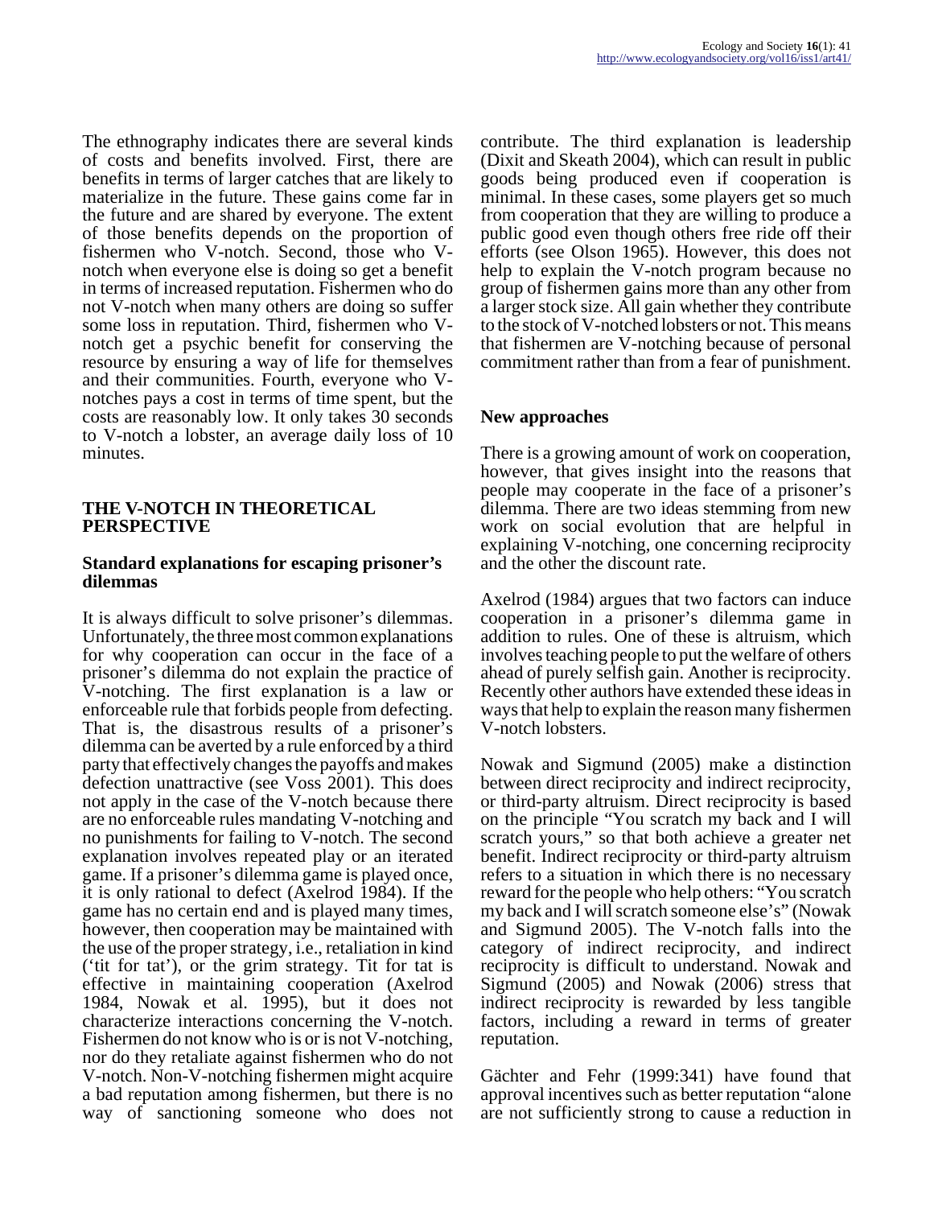The ethnography indicates there are several kinds of costs and benefits involved. First, there are benefits in terms of larger catches that are likely to materialize in the future. These gains come far in the future and are shared by everyone. The extent of those benefits depends on the proportion of fishermen who V-notch. Second, those who V-notch when everyone else is doing so get a benefit in terms of increased reputation. Fishermen who do not V-notch when many others are doing so suffer some loss in reputation. Third, fishermen who V-notch get a psychic benefit for conserving the resource by ensuring a way of life for themselves and their communities. Fourth, everyone who V-notches pays a cost in terms of time spent, but the costs are reasonably low. It only takes 30 seconds to V-notch a lobster, an average daily loss of 10 minutes.

## THE V-NOTCH IN THEORETICAL PERSPECTIVE

### Standard explanations for escaping prisoner's dilemmas

It is always difficult to solve prisoner's dilemmas. Unfortunately, the three most common explanations for why cooperation can occur in the face of a prisoner's dilemma do not explain the practice of V-notching. The first explanation is a law or enforceable rule that forbids people from defecting. That is, the disastrous results of a prisoner's dilemma can be averted by a rule enforced by a third party that effectively changes the payoffs and makes defection unattractive (see Voss 2001). This does not apply in the case of the V-notch because there are no enforceable rules mandating V-notching and no punishments for failing to V-notch. The second explanation involves repeated play or an iterated game. If a prisoner's dilemma game is played once, it is only rational to defect (Axelrod 1984). If the game has no certain end and is played many times, however, then cooperation may be maintained with the use of the proper strategy, i.e., retaliation in kind ('tit for tat'), or the grim strategy. Tit for tat is effective in maintaining cooperation (Axelrod 1984, Nowak et al. 1995), but it does not characterize interactions concerning the V-notch. Fishermen do not know who is or is not V-notching, nor do they retaliate against fishermen who do not V-notch. Non-V-notching fishermen might acquire a bad reputation among fishermen, but there is no way of sanctioning someone who does not contribute. The third explanation is leadership (Dixit and Skeath 2004), which can result in public goods being produced even if cooperation is minimal. In these cases, some players get so much from cooperation that they are willing to produce a public good even though others free ride off their efforts (see Olson 1965). However, this does not help to explain the V-notch program because no group of fishermen gains more than any other from a larger stock size. All gain whether they contribute to the stock of V-notched lobsters or not. This means that fishermen are V-notching because of personal commitment rather than from a fear of punishment.

### New approaches

There is a growing amount of work on cooperation, however, that gives insight into the reasons that people may cooperate in the face of a prisoner's dilemma. There are two ideas stemming from new work on social evolution that are helpful in explaining V-notching, one concerning reciprocity and the other the discount rate.

Axelrod (1984) argues that two factors can induce cooperation in a prisoner's dilemma game in addition to rules. One of these is altruism, which involves teaching people to put the welfare of others ahead of purely selfish gain. Another is reciprocity. Recently other authors have extended these ideas in ways that help to explain the reason many fishermen V-notch lobsters.

Nowak and Sigmund (2005) make a distinction between direct reciprocity and indirect reciprocity, or third-party altruism. Direct reciprocity is based on the principle "You scratch my back and I will scratch yours," so that both achieve a greater net benefit. Indirect reciprocity or third-party altruism refers to a situation in which there is no necessary reward for the people who help others: "You scratch my back and I will scratch someone else's" (Nowak and Sigmund 2005). The V-notch falls into the category of indirect reciprocity, and indirect reciprocity is difficult to understand. Nowak and Sigmund (2005) and Nowak (2006) stress that indirect reciprocity is rewarded by less tangible factors, including a reward in terms of greater reputation.

Gächter and Fehr (1999:341) have found that approval incentives such as better reputation "alone are not sufficiently strong to cause a reduction in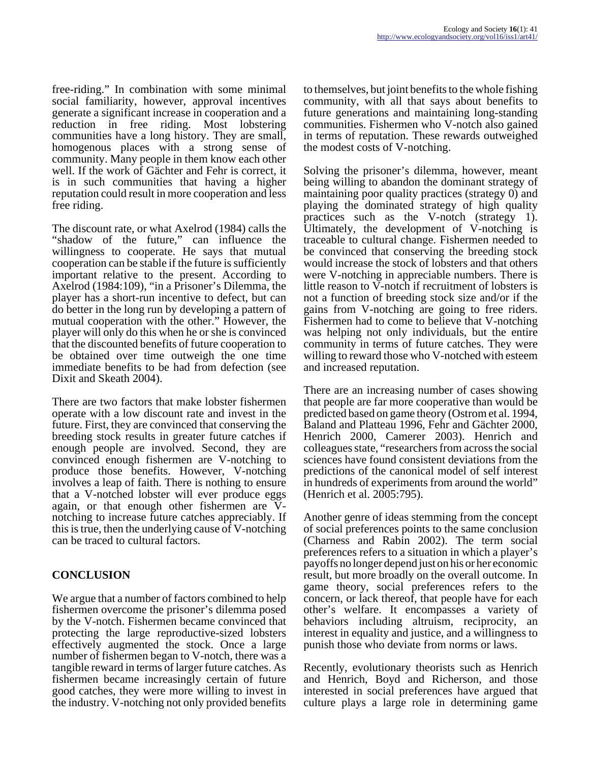free-riding." In combination with some minimal social familiarity, however, approval incentives generate a significant increase in cooperation and a reduction in free riding. Most lobstering communities have a long history. They are small, homogenous places with a strong sense of community. Many people in them know each other well. If the work of Gächter and Fehr is correct, it is in such communities that having a higher reputation could result in more cooperation and less free riding.

The discount rate, or what Axelrod (1984) calls the "shadow of the future," can influence the willingness to cooperate. He says that mutual cooperation can be stable if the future is sufficiently important relative to the present. According to Axelrod (1984:109), "in a Prisoner's Dilemma, the player has a short-run incentive to defect, but can do better in the long run by developing a pattern of mutual cooperation with the other." However, the player will only do this when he or she is convinced that the discounted benefits of future cooperation to be obtained over time outweigh the one time immediate benefits to be had from defection (see Dixit and Skeath 2004).

There are two factors that make lobster fishermen operate with a low discount rate and invest in the future. First, they are convinced that conserving the breeding stock results in greater future catches if enough people are involved. Second, they are convinced enough fishermen are V-notching to produce those benefits. However, V-notching involves a leap of faith. There is nothing to ensure that a V-notched lobster will ever produce eggs again, or that enough other fishermen are V-notching to increase future catches appreciably. If this is true, then the underlying cause of V-notching can be traced to cultural factors.

## CONCLUSION

We argue that a number of factors combined to help fishermen overcome the prisoner's dilemma posed by the V-notch. Fishermen became convinced that protecting the large reproductive-sized lobsters effectively augmented the stock. Once a large number of fishermen began to V-notch, there was a tangible reward in terms of larger future catches. As fishermen became increasingly certain of future good catches, they were more willing to invest in the industry. V-notching not only provided benefits to themselves, but joint benefits to the whole fishing community, with all that says about benefits to future generations and maintaining long-standing communities. Fishermen who V-notch also gained in terms of reputation. These rewards outweighed the modest costs of V-notching.

Solving the prisoner's dilemma, however, meant being willing to abandon the dominant strategy of maintaining poor quality practices (strategy 0) and playing the dominated strategy of high quality practices such as the V-notch (strategy 1). Ultimately, the development of V-notching is traceable to cultural change. Fishermen needed to be convinced that conserving the breeding stock would increase the stock of lobsters and that others were V-notching in appreciable numbers. There is little reason to V-notch if recruitment of lobsters is not a function of breeding stock size and/or if the gains from V-notching are going to free riders. Fishermen had to come to believe that V-notching was helping not only individuals, but the entire community in terms of future catches. They were willing to reward those who V-notched with esteem and increased reputation.

There are an increasing number of cases showing that people are far more cooperative than would be predicted based on game theory (Ostrom et al. 1994, Baland and Platteau 1996, Fehr and Gächter 2000, Henrich 2000, Camerer 2003). Henrich and colleagues state, "researchers from across the social sciences have found consistent deviations from the predictions of the canonical model of self interest in hundreds of experiments from around the world" (Henrich et al. 2005:795).

Another genre of ideas stemming from the concept of social preferences points to the same conclusion (Charness and Rabin 2002). The term social preferences refers to a situation in which a player's payoffs no longer depend just on his or her economic result, but more broadly on the overall outcome. In game theory, social preferences refers to the concern, or lack thereof, that people have for each other's welfare. It encompasses a variety of behaviors including altruism, reciprocity, an interest in equality and justice, and a willingness to punish those who deviate from norms or laws.

Recently, evolutionary theorists such as Henrich and Henrich, Boyd and Richerson, and those interested in social preferences have argued that culture plays a large role in determining game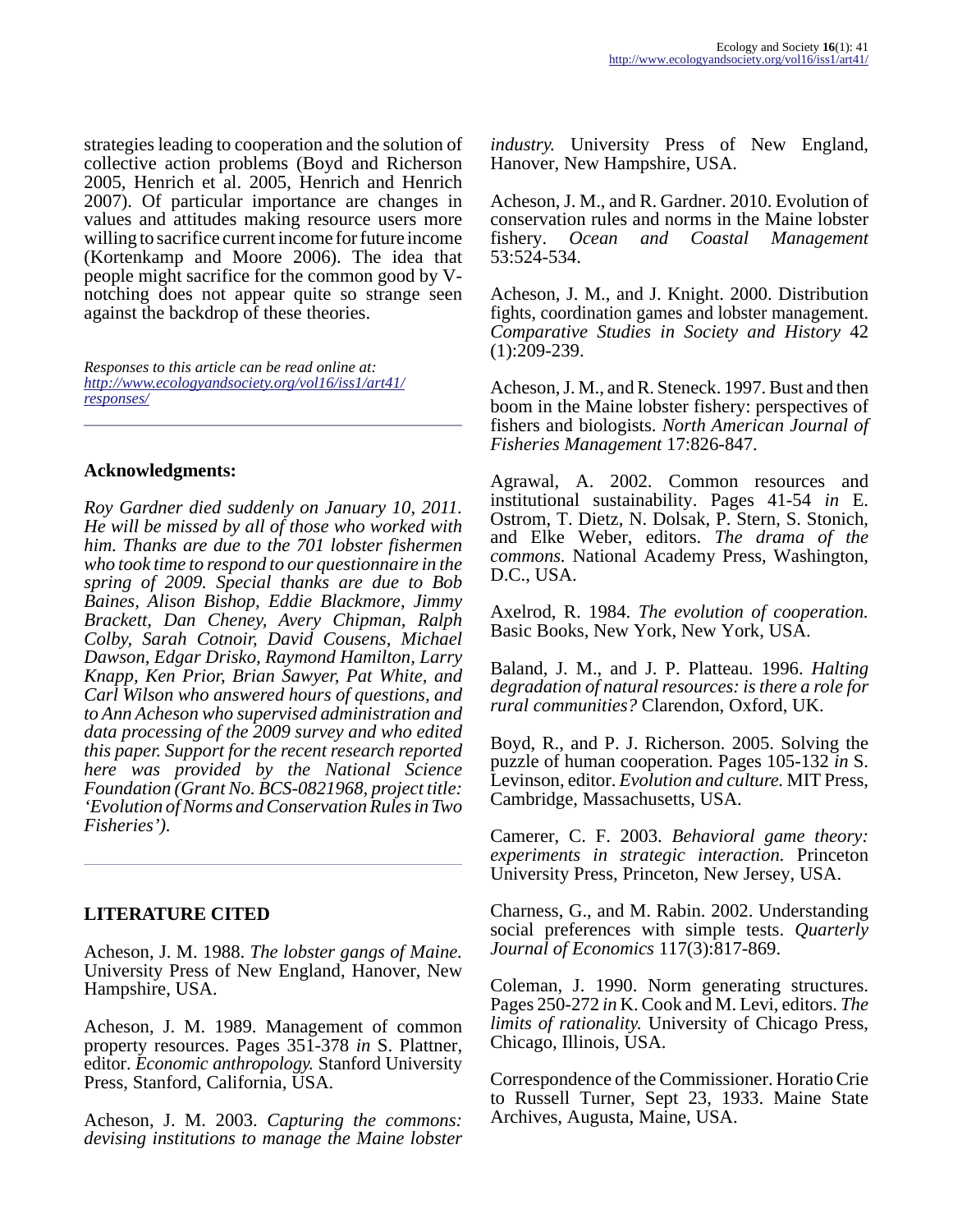strategies leading to cooperation and the solution of collective action problems (Boyd and Richerson 2005, Henrich et al. 2005, Henrich and Henrich 2007). Of particular importance are changes in values and attitudes making resource users more willing to sacrifice current income for future income (Kortenkamp and Moore 2006). The idea that people might sacrifice for the common good by V-notching does not appear quite so strange seen against the backdrop of these theories.

*Responses to this article can be read online at:*
*http://www.ecologyandsociety.org/vol16/iss1/art41/responses/*

---

## Acknowledgments:

*Roy Gardner died suddenly on January 10, 2011. He will be missed by all of those who worked with him. Thanks are due to the 701 lobster fishermen who took time to respond to our questionnaire in the spring of 2009. Special thanks are due to Bob Baines, Alison Bishop, Eddie Blackmore, Jimmy Brackett, Dan Cheney, Avery Chipman, Ralph Colby, Sarah Cotnoir, David Cousens, Michael Dawson, Edgar Drisko, Raymond Hamilton, Larry Knapp, Ken Prior, Brian Sawyer, Pat White, and Carl Wilson who answered hours of questions, and to Ann Acheson who supervised administration and data processing of the 2009 survey and who edited this paper. Support for the recent research reported here was provided by the National Science Foundation (Grant No. BCS-0821968, project title: 'Evolution of Norms and Conservation Rules in Two Fisheries').*

---

## LITERATURE CITED

Acheson, J. M. 1988. *The lobster gangs of Maine.* University Press of New England, Hanover, New Hampshire, USA.

Acheson, J. M. 1989. Management of common property resources. Pages 351-378 *in* S. Plattner, editor. *Economic anthropology.* Stanford University Press, Stanford, California, USA.

Acheson, J. M. 2003. *Capturing the commons: devising institutions to manage the Maine lobster industry.* University Press of New England, Hanover, New Hampshire, USA.

Acheson, J. M., and R. Gardner. 2010. Evolution of conservation rules and norms in the Maine lobster fishery. *Ocean and Coastal Management* 53:524-534.

Acheson, J. M., and J. Knight. 2000. Distribution fights, coordination games and lobster management. *Comparative Studies in Society and History* 42 (1):209-239.

Acheson, J. M., and R. Steneck. 1997. Bust and then boom in the Maine lobster fishery: perspectives of fishers and biologists. *North American Journal of Fisheries Management* 17:826-847.

Agrawal, A. 2002. Common resources and institutional sustainability. Pages 41-54 *in* E. Ostrom, T. Dietz, N. Dolsak, P. Stern, S. Stonich, and Elke Weber, editors. *The drama of the commons.* National Academy Press, Washington, D.C., USA.

Axelrod, R. 1984. *The evolution of cooperation.* Basic Books, New York, New York, USA.

Baland, J. M., and J. P. Platteau. 1996. *Halting degradation of natural resources: is there a role for rural communities?* Clarendon, Oxford, UK.

Boyd, R., and P. J. Richerson. 2005. Solving the puzzle of human cooperation. Pages 105-132 *in* S. Levinson, editor. *Evolution and culture.* MIT Press, Cambridge, Massachusetts, USA.

Camerer, C. F. 2003. *Behavioral game theory: experiments in strategic interaction.* Princeton University Press, Princeton, New Jersey, USA.

Charness, G., and M. Rabin. 2002. Understanding social preferences with simple tests. *Quarterly Journal of Economics* 117(3):817-869.

Coleman, J. 1990. Norm generating structures. Pages 250-272 *in* K. Cook and M. Levi, editors. *The limits of rationality.* University of Chicago Press, Chicago, Illinois, USA.

Correspondence of the Commissioner. Horatio Crie to Russell Turner, Sept 23, 1933. Maine State Archives, Augusta, Maine, USA.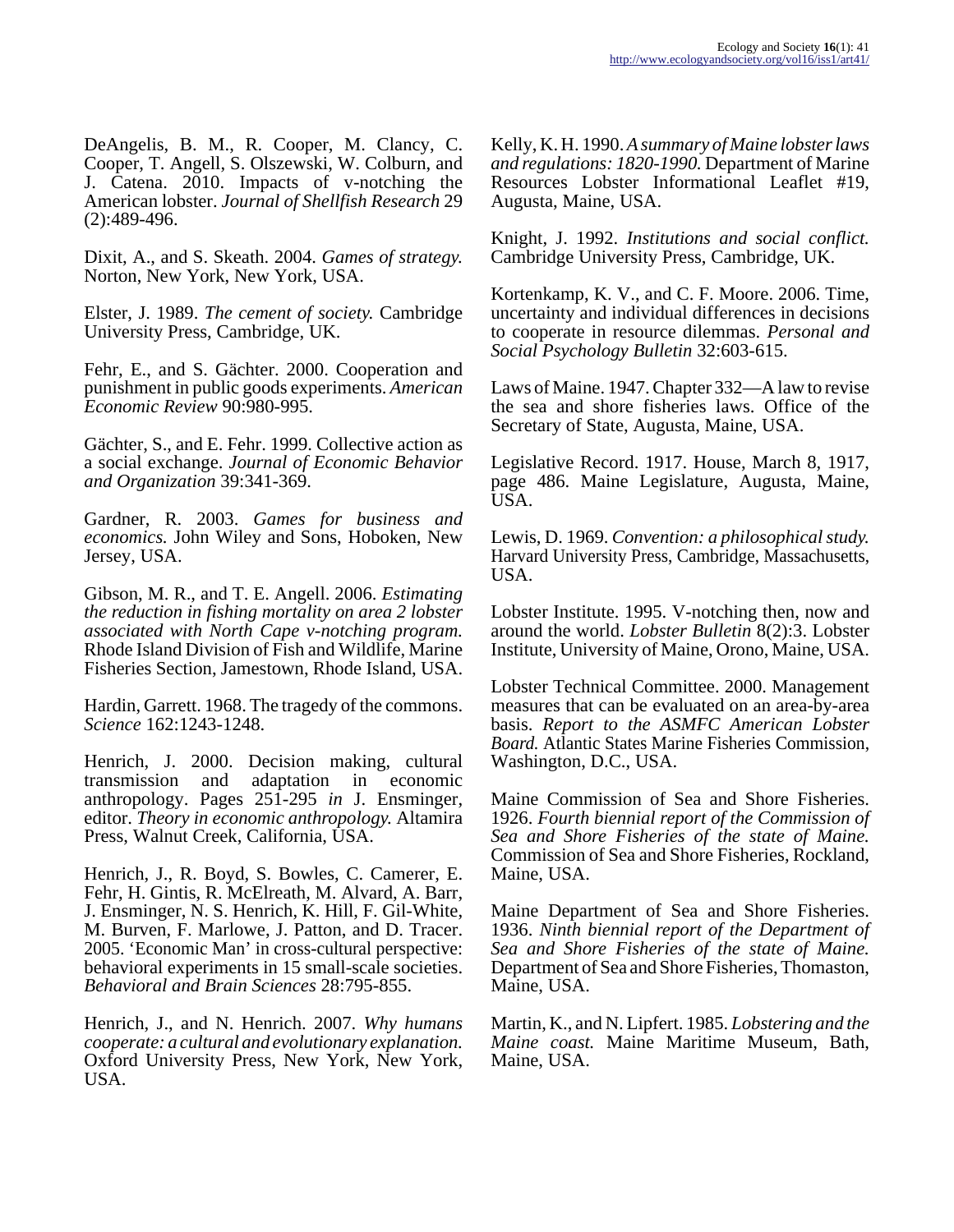DeAngelis, B. M., R. Cooper, M. Clancy, C. Cooper, T. Angell, S. Olszewski, W. Colburn, and J. Catena. 2010. Impacts of v-notching the American lobster. *Journal of Shellfish Research* 29 (2):489-496.

Dixit, A., and S. Skeath. 2004. *Games of strategy.* Norton, New York, New York, USA.

Elster, J. 1989. *The cement of society.* Cambridge University Press, Cambridge, UK.

Fehr, E., and S. Gächter. 2000. Cooperation and punishment in public goods experiments. *American Economic Review* 90:980-995.

Gächter, S., and E. Fehr. 1999. Collective action as a social exchange. *Journal of Economic Behavior and Organization* 39:341-369.

Gardner, R. 2003. *Games for business and economics.* John Wiley and Sons, Hoboken, New Jersey, USA.

Gibson, M. R., and T. E. Angell. 2006. *Estimating the reduction in fishing mortality on area 2 lobster associated with North Cape v-notching program.* Rhode Island Division of Fish and Wildlife, Marine Fisheries Section, Jamestown, Rhode Island, USA.

Hardin, Garrett. 1968. The tragedy of the commons. *Science* 162:1243-1248.

Henrich, J. 2000. Decision making, cultural transmission and adaptation in economic anthropology. Pages 251-295 *in* J. Ensminger, editor. *Theory in economic anthropology.* Altamira Press, Walnut Creek, California, USA.

Henrich, J., R. Boyd, S. Bowles, C. Camerer, E. Fehr, H. Gintis, R. McElreath, M. Alvard, A. Barr, J. Ensminger, N. S. Henrich, K. Hill, F. Gil-White, M. Burven, F. Marlowe, J. Patton, and D. Tracer. 2005. 'Economic Man' in cross-cultural perspective: behavioral experiments in 15 small-scale societies. *Behavioral and Brain Sciences* 28:795-855.

Henrich, J., and N. Henrich. 2007. *Why humans cooperate: a cultural and evolutionary explanation.* Oxford University Press, New York, New York, USA.

Kelly, K. H. 1990. *A summary of Maine lobster laws and regulations: 1820-1990.* Department of Marine Resources Lobster Informational Leaflet #19, Augusta, Maine, USA.

Knight, J. 1992. *Institutions and social conflict.* Cambridge University Press, Cambridge, UK.

Kortenkamp, K. V., and C. F. Moore. 2006. Time, uncertainty and individual differences in decisions to cooperate in resource dilemmas. *Personal and Social Psychology Bulletin* 32:603-615.

Laws of Maine. 1947. Chapter 332—A law to revise the sea and shore fisheries laws. Office of the Secretary of State, Augusta, Maine, USA.

Legislative Record. 1917. House, March 8, 1917, page 486. Maine Legislature, Augusta, Maine, USA.

Lewis, D. 1969. *Convention: a philosophical study.* Harvard University Press, Cambridge, Massachusetts, USA.

Lobster Institute. 1995. V-notching then, now and around the world. *Lobster Bulletin* 8(2):3. Lobster Institute, University of Maine, Orono, Maine, USA.

Lobster Technical Committee. 2000. Management measures that can be evaluated on an area-by-area basis. *Report to the ASMFC American Lobster Board.* Atlantic States Marine Fisheries Commission, Washington, D.C., USA.

Maine Commission of Sea and Shore Fisheries. 1926. *Fourth biennial report of the Commission of Sea and Shore Fisheries of the state of Maine.* Commission of Sea and Shore Fisheries, Rockland, Maine, USA.

Maine Department of Sea and Shore Fisheries. 1936. *Ninth biennial report of the Department of Sea and Shore Fisheries of the state of Maine.* Department of Sea and Shore Fisheries, Thomaston, Maine, USA.

Martin, K., and N. Lipfert. 1985. *Lobstering and the Maine coast.* Maine Maritime Museum, Bath, Maine, USA.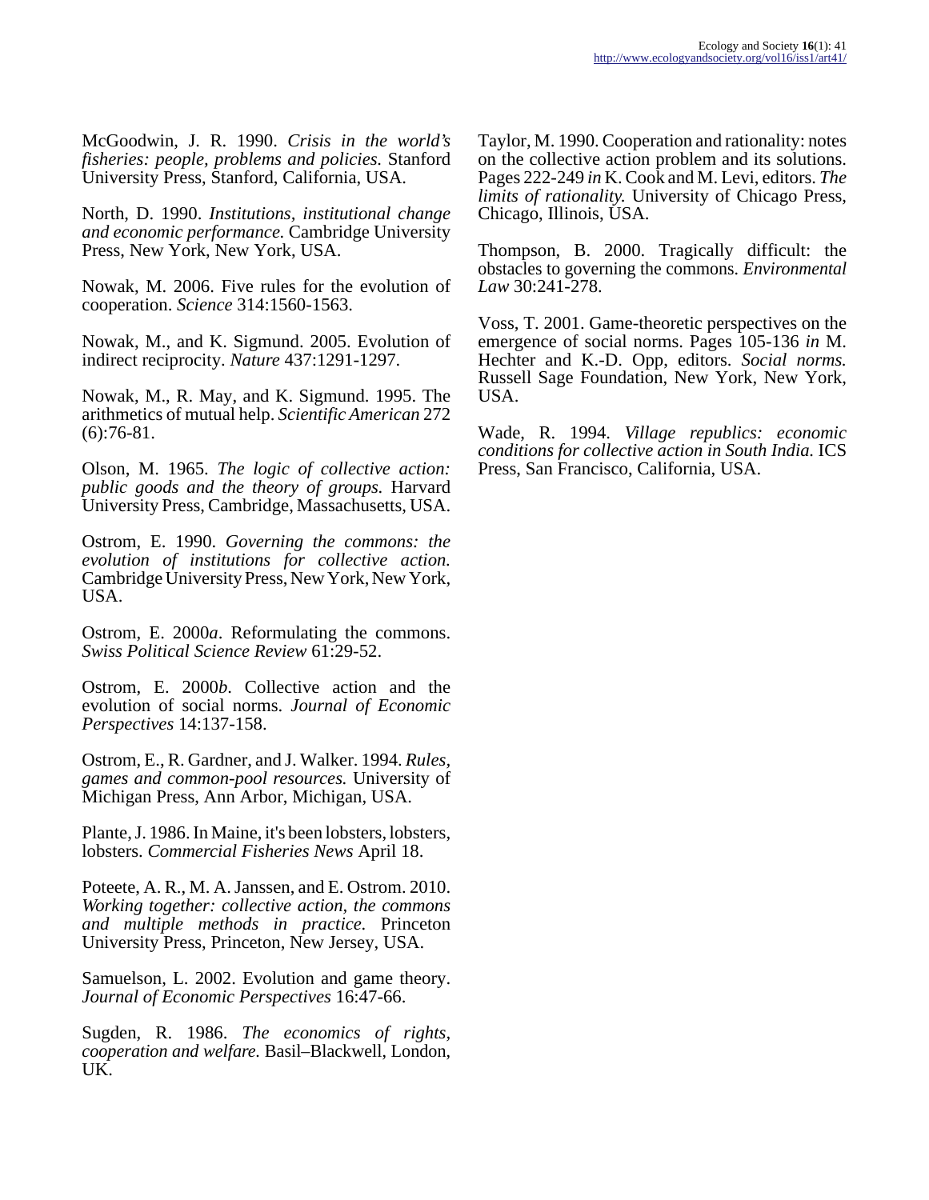McGoodwin, J. R. 1990. *Crisis in the world's fisheries: people, problems and policies.* Stanford University Press, Stanford, California, USA.

North, D. 1990. *Institutions, institutional change and economic performance.* Cambridge University Press, New York, New York, USA.

Nowak, M. 2006. Five rules for the evolution of cooperation. *Science* 314:1560-1563.

Nowak, M., and K. Sigmund. 2005. Evolution of indirect reciprocity. *Nature* 437:1291-1297.

Nowak, M., R. May, and K. Sigmund. 1995. The arithmetics of mutual help. *Scientific American* 272 (6):76-81.

Olson, M. 1965. *The logic of collective action: public goods and the theory of groups.* Harvard University Press, Cambridge, Massachusetts, USA.

Ostrom, E. 1990. *Governing the commons: the evolution of institutions for collective action.* Cambridge University Press, New York, New York, USA.

Ostrom, E. 2000*a*. Reformulating the commons. *Swiss Political Science Review* 61:29-52.

Ostrom, E. 2000*b*. Collective action and the evolution of social norms. *Journal of Economic Perspectives* 14:137-158.

Ostrom, E., R. Gardner, and J. Walker. 1994. *Rules, games and common-pool resources.* University of Michigan Press, Ann Arbor, Michigan, USA.

Plante, J. 1986. In Maine, it's been lobsters, lobsters, lobsters. *Commercial Fisheries News* April 18.

Poteete, A. R., M. A. Janssen, and E. Ostrom. 2010. *Working together: collective action, the commons and multiple methods in practice.* Princeton University Press, Princeton, New Jersey, USA.

Samuelson, L. 2002. Evolution and game theory. *Journal of Economic Perspectives* 16:47-66.

Sugden, R. 1986. *The economics of rights, cooperation and welfare.* Basil–Blackwell, London, UK.

Taylor, M. 1990. Cooperation and rationality: notes on the collective action problem and its solutions. Pages 222-249 *in* K. Cook and M. Levi, editors. *The limits of rationality.* University of Chicago Press, Chicago, Illinois, USA.

Thompson, B. 2000. Tragically difficult: the obstacles to governing the commons. *Environmental Law* 30:241-278.

Voss, T. 2001. Game-theoretic perspectives on the emergence of social norms. Pages 105-136 *in* M. Hechter and K.-D. Opp, editors. *Social norms.* Russell Sage Foundation, New York, New York, USA.

Wade, R. 1994. *Village republics: economic conditions for collective action in South India.* ICS Press, San Francisco, California, USA.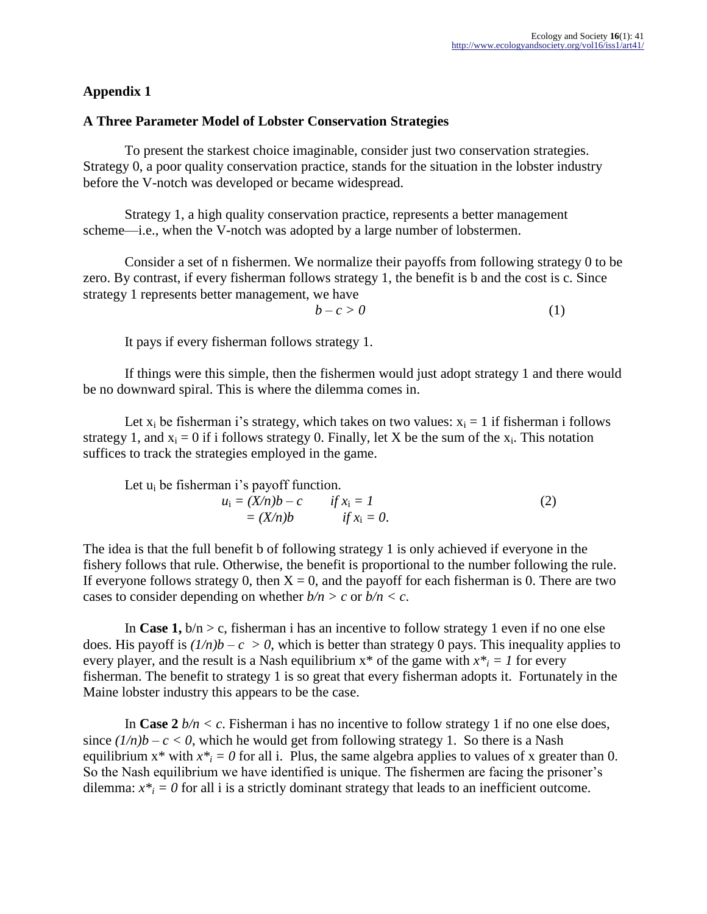## Appendix 1

### A Three Parameter Model of Lobster Conservation Strategies

To present the starkest choice imaginable, consider just two conservation strategies. Strategy 0, a poor quality conservation practice, stands for the situation in the lobster industry before the V-notch was developed or became widespread.

Strategy 1, a high quality conservation practice, represents a better management scheme—i.e., when the V-notch was adopted by a large number of lobstermen.

Consider a set of n fishermen. We normalize their payoffs from following strategy 0 to be zero. By contrast, if every fisherman follows strategy 1, the benefit is b and the cost is c. Since strategy 1 represents better management, we have

$$b - c > 0 \quad (1)$$

It pays if every fisherman follows strategy 1.

If things were this simple, then the fishermen would just adopt strategy 1 and there would be no downward spiral. This is where the dilemma comes in.

Let $x_i$ be fisherman i's strategy, which takes on two values: $x_i = 1$ if fisherman i follows strategy 1, and $x_i = 0$ if i follows strategy 0. Finally, let X be the sum of the $x_i$. This notation suffices to track the strategies employed in the game.

Let $u_i$ be fisherman i's payoff function.

$$\begin{aligned} u_i &= (X/n)b - c \qquad \text{if } x_i = 1 \\ &= (X/n)b \qquad\qquad \text{if } x_i = 0. \end{aligned} \quad (2)$$

The idea is that the full benefit b of following strategy 1 is only achieved if everyone in the fishery follows that rule. Otherwise, the benefit is proportional to the number following the rule. If everyone follows strategy 0, then $X = 0$, and the payoff for each fisherman is 0. There are two cases to consider depending on whether $b/n > c$ or $b/n < c$.

In **Case 1,** $b/n > c$, fisherman i has an incentive to follow strategy 1 even if no one else does. His payoff is $(1/n)b - c > 0$, which is better than strategy 0 pays. This inequality applies to every player, and the result is a Nash equilibrium $x^*$ of the game with $x^*_i = 1$ for every fisherman. The benefit to strategy 1 is so great that every fisherman adopts it. Fortunately in the Maine lobster industry this appears to be the case.

In **Case 2** $b/n < c$. Fisherman i has no incentive to follow strategy 1 if no one else does, since $(1/n)b - c < 0$, which he would get from following strategy 1. So there is a Nash equilibrium $x^*$ with $x^*_i = 0$ for all i. Plus, the same algebra applies to values of x greater than 0. So the Nash equilibrium we have identified is unique. The fishermen are facing the prisoner's dilemma: $x^*_i = 0$ for all i is a strictly dominant strategy that leads to an inefficient outcome.